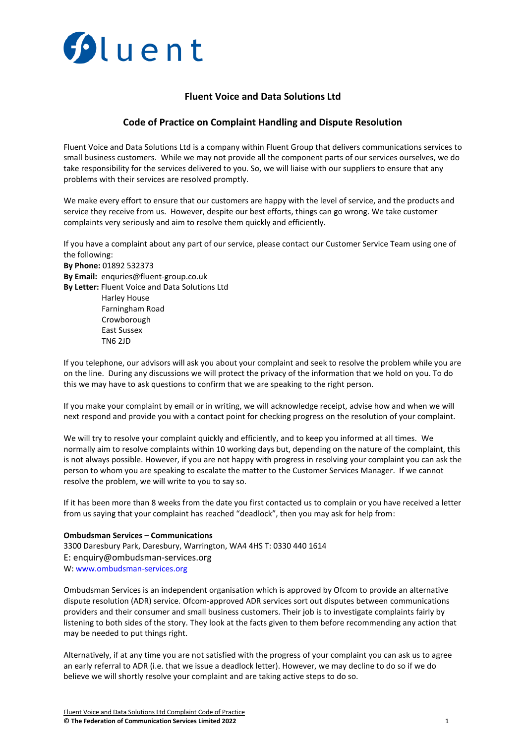Fluent

## Fluent Voice and Data Solutions Ltd

## Code of Practice on Complaint Handling and Dispute Resolution

Fluent Voice and Data Solutions Ltd is a company within Fluent Group that delivers communications services to small business customers. While we may not provide all the component parts of our services ourselves, we do take responsibility for the services delivered to you. So, we will liaise with our suppliers to ensure that any problems with their services are resolved promptly.

We make every effort to ensure that our customers are happy with the level of service, and the products and service they receive from us. However, despite our best efforts, things can go wrong. We take customer complaints very seriously and aim to resolve them quickly and efficiently.

If you have a complaint about any part of our service, please contact our Customer Service Team using one of the following:

**By Phone:** 01892 532373
**By Email:** enquries@fluent-group.co.uk
**By Letter:** Fluent Voice and Data Solutions Ltd
Harley House
Farningham Road
Crowborough
East Sussex
TN6 2JD

If you telephone, our advisors will ask you about your complaint and seek to resolve the problem while you are on the line. During any discussions we will protect the privacy of the information that we hold on you. To do this we may have to ask questions to confirm that we are speaking to the right person.

If you make your complaint by email or in writing, we will acknowledge receipt, advise how and when we will next respond and provide you with a contact point for checking progress on the resolution of your complaint.

We will try to resolve your complaint quickly and efficiently, and to keep you informed at all times. We normally aim to resolve complaints within 10 working days but, depending on the nature of the complaint, this is not always possible. However, if you are not happy with progress in resolving your complaint you can ask the person to whom you are speaking to escalate the matter to the Customer Services Manager. If we cannot resolve the problem, we will write to you to say so.

If it has been more than 8 weeks from the date you first contacted us to complain or you have received a letter from us saying that your complaint has reached "deadlock", then you may ask for help from:

**Ombudsman Services – Communications**
3300 Daresbury Park, Daresbury, Warrington, WA4 4HS T: 0330 440 1614
E: enquiry@ombudsman-services.org
W: www.ombudsman-services.org

Ombudsman Services is an independent organisation which is approved by Ofcom to provide an alternative dispute resolution (ADR) service. Ofcom-approved ADR services sort out disputes between communications providers and their consumer and small business customers. Their job is to investigate complaints fairly by listening to both sides of the story. They look at the facts given to them before recommending any action that may be needed to put things right.

Alternatively, if at any time you are not satisfied with the progress of your complaint you can ask us to agree an early referral to ADR (i.e. that we issue a deadlock letter). However, we may decline to do so if we do believe we will shortly resolve your complaint and are taking active steps to do so.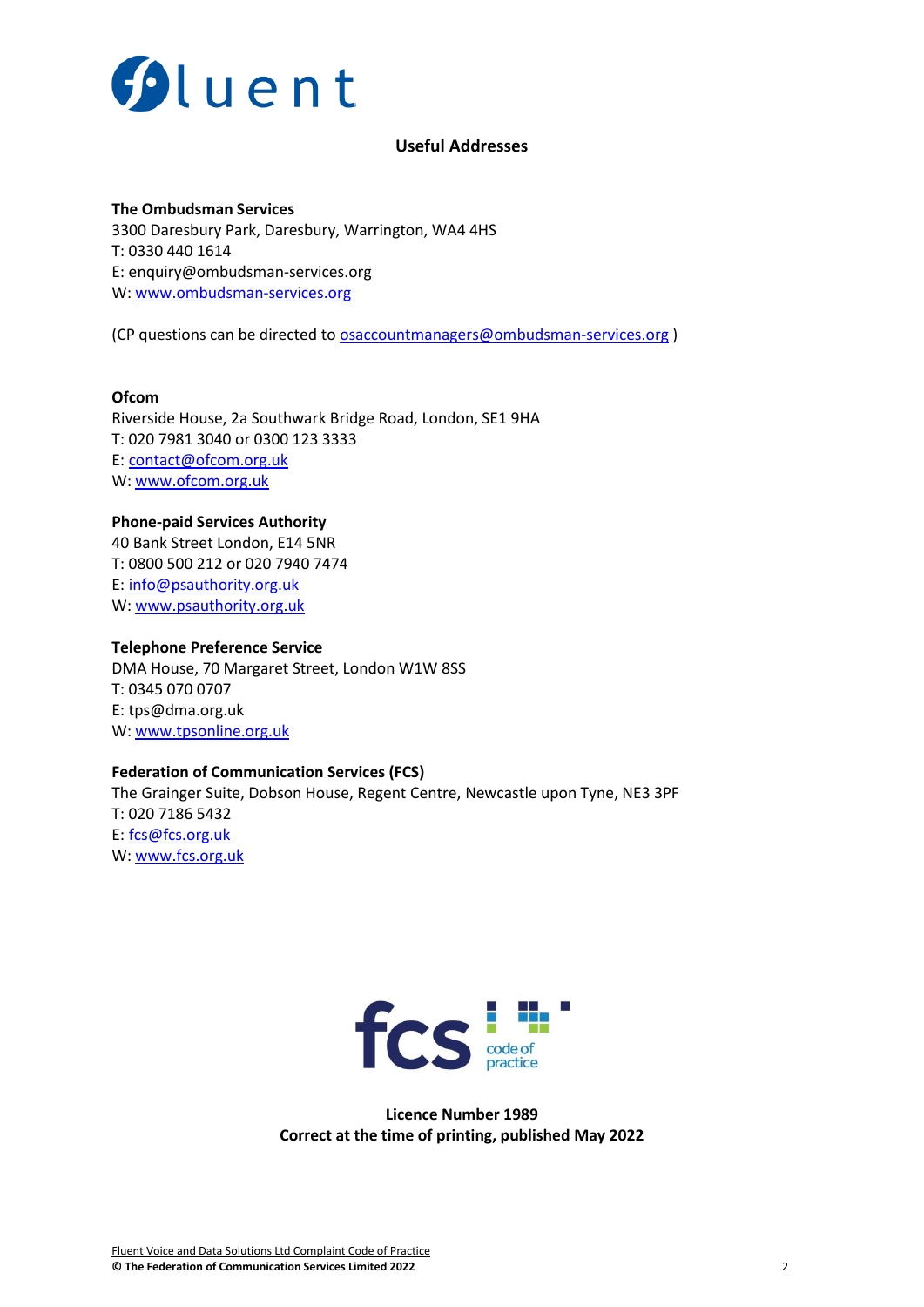## Useful Addresses

**The Ombudsman Services**
3300 Daresbury Park, Daresbury, Warrington, WA4 4HS
T: 0330 440 1614
E: enquiry@ombudsman-services.org
W: www.ombudsman-services.org

(CP questions can be directed to osaccountmanagers@ombudsman-services.org )

**Ofcom**
Riverside House, 2a Southwark Bridge Road, London, SE1 9HA
T: 020 7981 3040 or 0300 123 3333
E: contact@ofcom.org.uk
W: www.ofcom.org.uk

**Phone-paid Services Authority**
40 Bank Street London, E14 5NR
T: 0800 500 212 or 020 7940 7474
E: info@psauthority.org.uk
W: www.psauthority.org.uk

**Telephone Preference Service**
DMA House, 70 Margaret Street, London W1W 8SS
T: 0345 070 0707
E: tps@dma.org.uk
W: www.tpsonline.org.uk

**Federation of Communication Services (FCS)**
The Grainger Suite, Dobson House, Regent Centre, Newcastle upon Tyne, NE3 3PF
T: 020 7186 5432
E: fcs@fcs.org.uk
W: www.fcs.org.uk

fcs code of practice

**Licence Number 1989**
**Correct at the time of printing, published May 2022**

Fluent Voice and Data Solutions Ltd Complaint Code of Practice
**© The Federation of Communication Services Limited 2022**